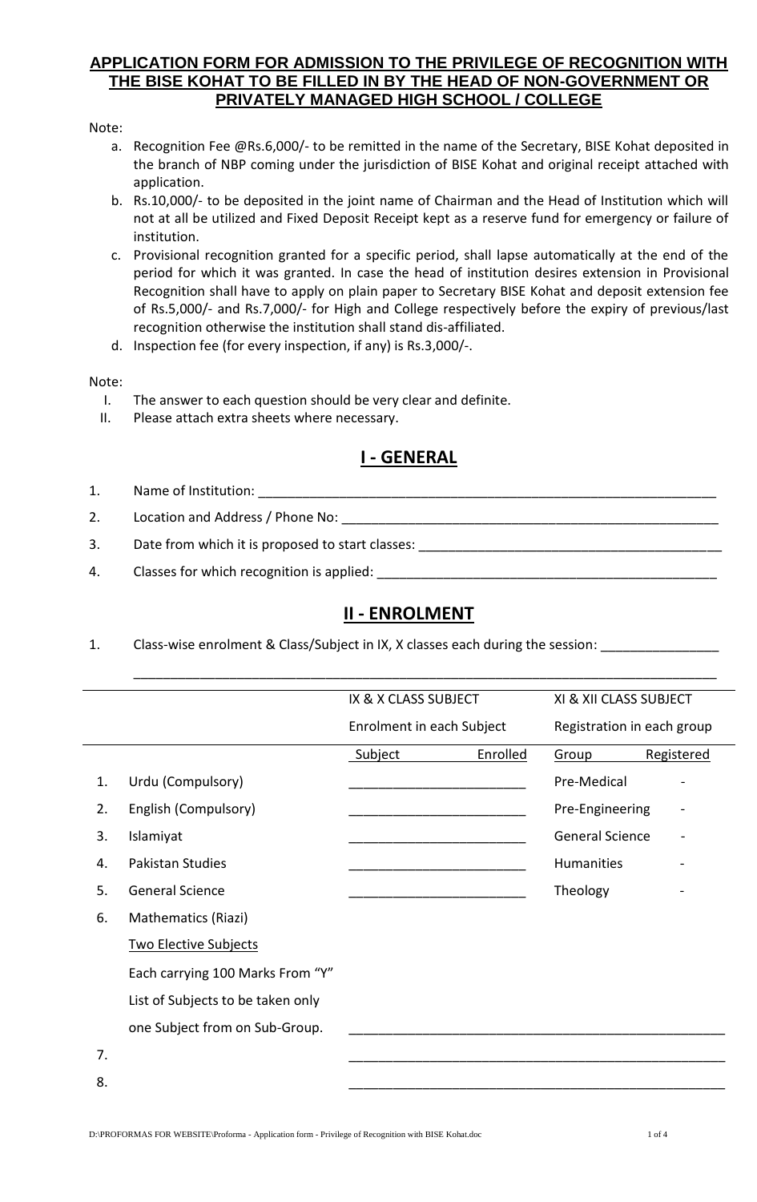# APPLICATION FORM FOR ADMISSION TO THE PRIVILEGE OF RECOGNITION WITH THE BISE KOHAT TO BE FILLED IN BY THE HEAD OF NON-GOVERNMENT OR PRIVATELY MANAGED HIGH SCHOOL / COLLEGE

Note:

a. Recognition Fee @Rs.6,000/- to be remitted in the name of the Secretary, BISE Kohat deposited in the branch of NBP coming under the jurisdiction of BISE Kohat and original receipt attached with application.
b. Rs.10,000/- to be deposited in the joint name of Chairman and the Head of Institution which will not at all be utilized and Fixed Deposit Receipt kept as a reserve fund for emergency or failure of institution.
c. Provisional recognition granted for a specific period, shall lapse automatically at the end of the period for which it was granted. In case the head of institution desires extension in Provisional Recognition shall have to apply on plain paper to Secretary BISE Kohat and deposit extension fee of Rs.5,000/- and Rs.7,000/- for High and College respectively before the expiry of previous/last recognition otherwise the institution shall stand dis-affiliated.
d. Inspection fee (for every inspection, if any) is Rs.3,000/-.

Note:

I. The answer to each question should be very clear and definite.
II. Please attach extra sheets where necessary.

## I - GENERAL

1. Name of Institution: ____________________________________________
2. Location and Address / Phone No: ____________________________________________
3. Date from which it is proposed to start classes: ____________________________________________
4. Classes for which recognition is applied: ____________________________________________

## II - ENROLMENT

1. Class-wise enrolment & Class/Subject in IX, X classes each during the session: ________________

____________________________________________________________________________

| | | IX & X CLASS SUBJECT | | XI & XII CLASS SUBJECT | |
|---|---|---|---|---|---|
| | | Enrolment in each Subject | | Registration in each group | |
| | | Subject | Enrolled | Group | Registered |
| 1. | Urdu (Compulsory) | ________________ | | Pre-Medical | - |
| 2. | English (Compulsory) | ________________ | | Pre-Engineering | - |
| 3. | Islamiyat | ________________ | | General Science | - |
| 4. | Pakistan Studies | ________________ | | Humanities | - |
| 5. | General Science | ________________ | | Theology | - |
| 6. | Mathematics (Riazi) | | | | |
| | Two Elective Subjects<br>Each carrying 100 Marks From "Y"<br>List of Subjects to be taken only<br>one Subject from on Sub-Group. | ________________ | | | |
| 7. | | ________________ | | | |
| 8. | | ________________ | | | |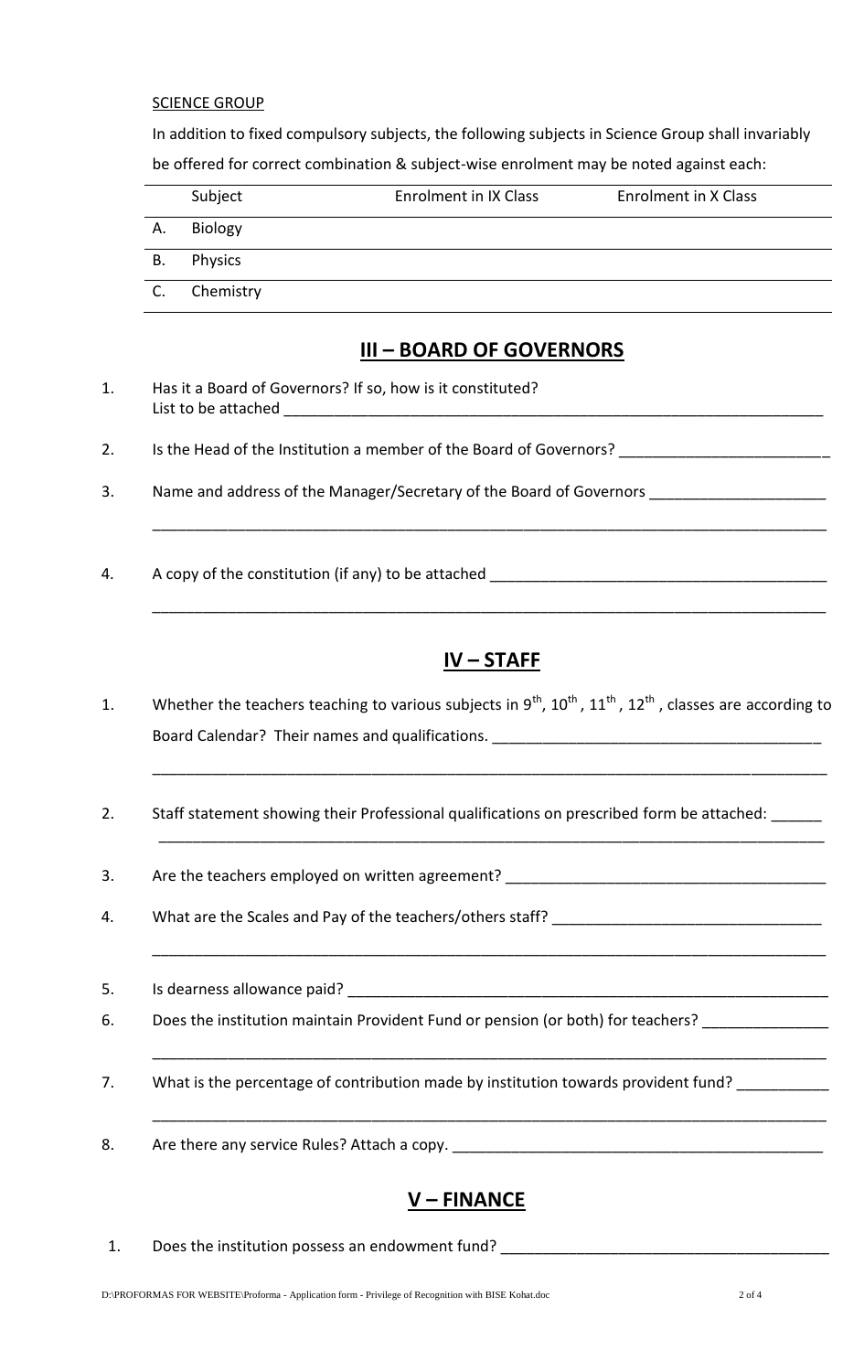SCIENCE GROUP

In addition to fixed compulsory subjects, the following subjects in Science Group shall invariably be offered for correct combination & subject-wise enrolment may be noted against each:

| | Subject | Enrolment in IX Class | Enrolment in X Class |
|---|---|---|---|
| A. | Biology | | |
| B. | Physics | | |
| C. | Chemistry | | |

## III – BOARD OF GOVERNORS

1. Has it a Board of Governors? If so, how is it constituted?
   List to be attached ________________________________________________________________

2. Is the Head of the Institution a member of the Board of Governors? ________________________

3. Name and address of the Manager/Secretary of the Board of Governors ____________________
   ________________________________________________________________________________

4. A copy of the constitution (if any) to be attached ________________________________________
   ________________________________________________________________________________

## IV – STAFF

1. Whether the teachers teaching to various subjects in $9^{th}$, $10^{th}$, $11^{th}$, $12^{th}$, classes are according to Board Calendar? Their names and qualifications. ______________________________________
   ________________________________________________________________________________

2. Staff statement showing their Professional qualifications on prescribed form be attached: ______
   ________________________________________________________________________________

3. Are the teachers employed on written agreement? ______________________________________

4. What are the Scales and Pay of the teachers/others staff? ________________________________
   ________________________________________________________________________________

5. Is dearness allowance paid? ______________________________________________________

6. Does the institution maintain Provident Fund or pension (or both) for teachers? ______________
   ________________________________________________________________________________

7. What is the percentage of contribution made by institution towards provident fund? __________
   ________________________________________________________________________________

8. Are there any service Rules? Attach a copy. ___________________________________________

## V – FINANCE

1. Does the institution possess an endowment fund? ______________________________________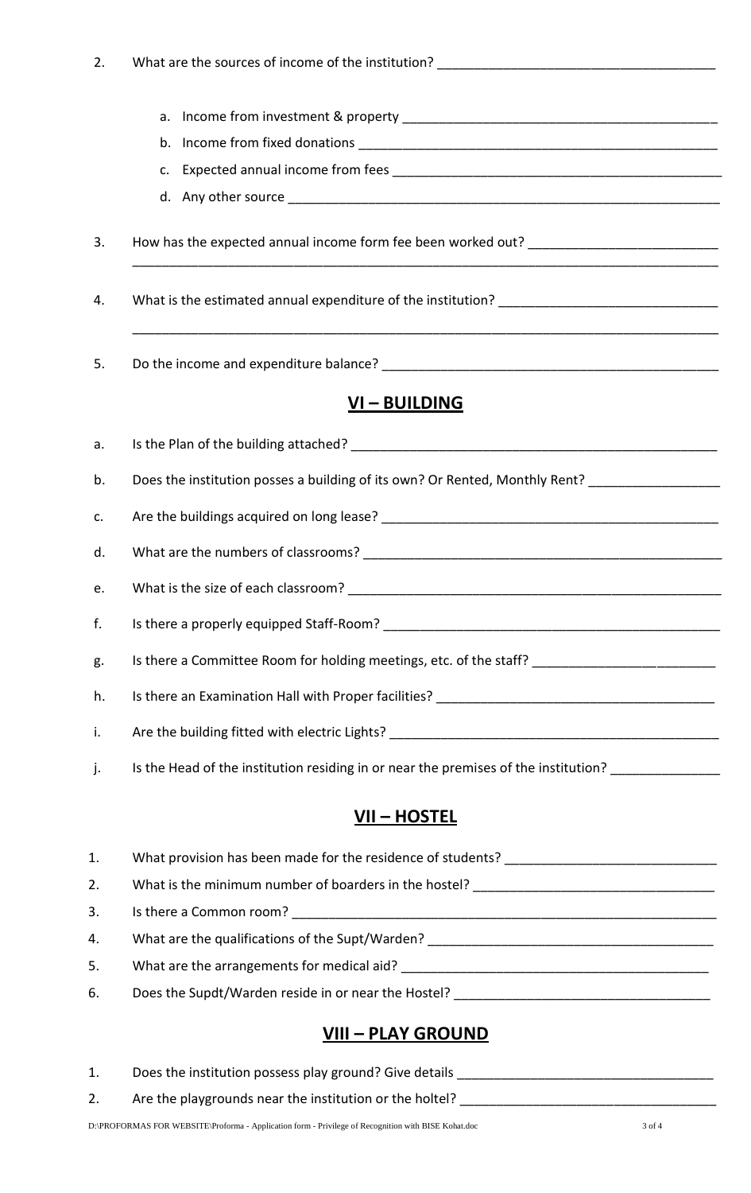2. What are the sources of income of the institution? ______________________________________

    a. Income from investment & property ___________________________________________
    b. Income from fixed donations ________________________________________________
    c. Expected annual income from fees ____________________________________________
    d. Any other source _________________________________________________________

3. How has the expected annual income form fee been worked out? __________________________
_______________________________________________________________________________

4. What is the estimated annual expenditure of the institution? _____________________________
_______________________________________________________________________________

5. Do the income and expenditure balance? _______________________________________________

## VI – BUILDING

a. Is the Plan of the building attached? _________________________________________________

b. Does the institution posses a building of its own? Or Rented, Monthly Rent? _________________

c. Are the buildings acquired on long lease? ______________________________________________

d. What are the numbers of classrooms? _________________________________________________

e. What is the size of each classroom? __________________________________________________

f. Is there a properly equipped Staff-Room? _______________________________________________

g. Is there a Committee Room for holding meetings, etc. of the staff? _________________________

h. Is there an Examination Hall with Proper facilities? ______________________________________

i. Are the building fitted with electric Lights? ______________________________________________

j. Is the Head of the institution residing in or near the premises of the institution? _______________

## VII – HOSTEL

1. What provision has been made for the residence of students? _____________________________
2. What is the minimum number of boarders in the hostel? _________________________________
3. Is there a Common room? ___________________________________________________________
4. What are the qualifications of the Supt/Warden? _______________________________________
5. What are the arrangements for medical aid? ___________________________________________
6. Does the Supdt/Warden reside in or near the Hostel? ____________________________________

## VIII – PLAY GROUND

1. Does the institution possess play ground? Give details ___________________________________
2. Are the playgrounds near the institution or the holtel? ___________________________________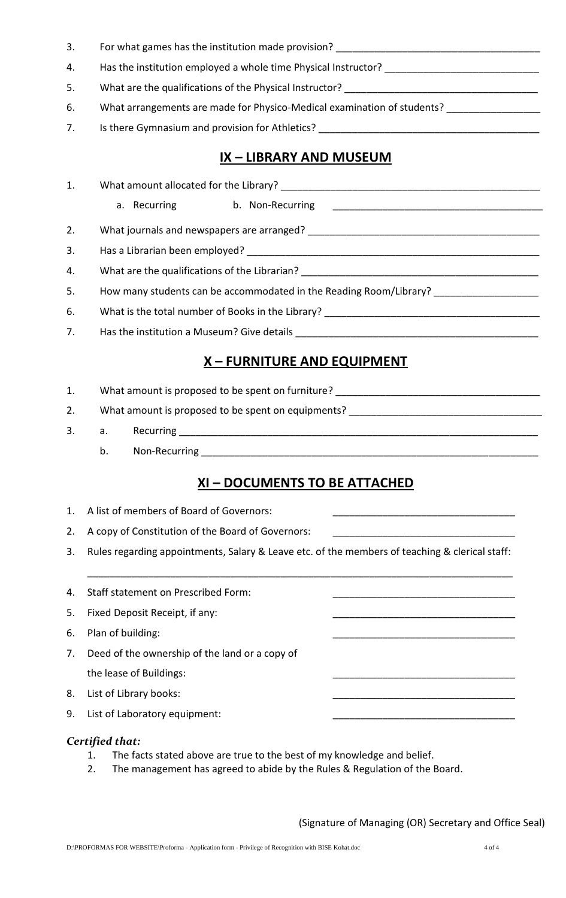3. For what games has the institution made provision? ____________________________________
4. Has the institution employed a whole time Physical Instructor? ___________________________
5. What are the qualifications of the Physical Instructor? __________________________________
6. What arrangements are made for Physico-Medical examination of students? ________________
7. Is there Gymnasium and provision for Athletics? _______________________________________

## IX – LIBRARY AND MUSEUM

1. What amount allocated for the Library? _______________________________________________
   a. Recurring  b. Non-Recurring  _____________________________________
2. What journals and newspapers are arranged? __________________________________________
3. Has a Librarian been employed? ____________________________________________________
4. What are the qualifications of the Librarian? __________________________________________
5. How many students can be accommodated in the Reading Room/Library? __________________
6. What is the total number of Books in the Library? ______________________________________
7. Has the institution a Museum? Give details ____________________________________________

## X – FURNITURE AND EQUIPMENT

1. What amount is proposed to be spent on furniture? ____________________________________
2. What amount is proposed to be spent on equipments? __________________________________
3. a. Recurring __________________________________________________________________
   b. Non-Recurring ______________________________________________________________

## XI – DOCUMENTS TO BE ATTACHED

1. A list of members of Board of Governors: _________________________________
2. A copy of Constitution of the Board of Governors: _________________________________
3. Rules regarding appointments, Salary & Leave etc. of the members of teaching & clerical staff:

   _____________________________________________________________________________
4. Staff statement on Prescribed Form: _________________________________
5. Fixed Deposit Receipt, if any: _________________________________
6. Plan of building: _________________________________
7. Deed of the ownership of the land or a copy of the lease of Buildings: _________________________________
8. List of Library books: _________________________________
9. List of Laboratory equipment: _________________________________

***Certified that:***

1. The facts stated above are true to the best of my knowledge and belief.
2. The management has agreed to abide by the Rules & Regulation of the Board.

(Signature of Managing (OR) Secretary and Office Seal)

D:\PROFORMAS FOR WEBSITE\Proforma - Application form - Privilege of Recognition with BISE Kohat.doc